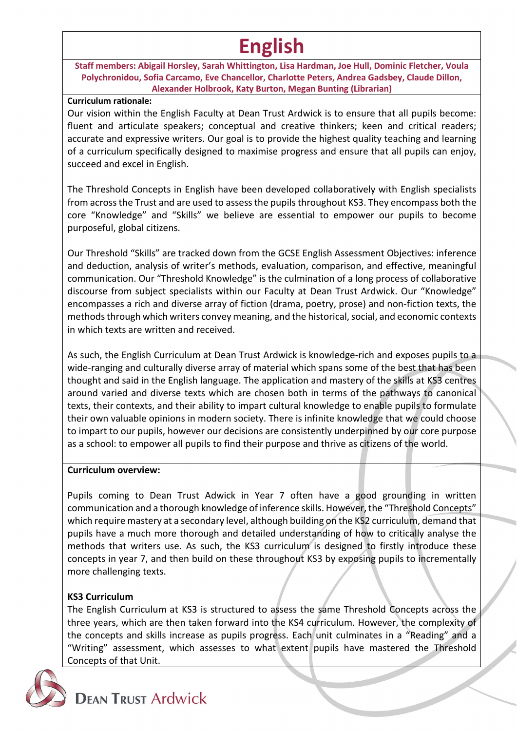# English

**Staff members: Abigail Horsley, Sarah Whittington, Lisa Hardman, Joe Hull, Dominic Fletcher, Voula Polychronidou, Sofia Carcamo, Eve Chancellor, Charlotte Peters, Andrea Gadsbey, Claude Dillon, Alexander Holbrook, Katy Burton, Megan Bunting (Librarian)**

**Curriculum rationale:**

Our vision within the English Faculty at Dean Trust Ardwick is to ensure that all pupils become: fluent and articulate speakers; conceptual and creative thinkers; keen and critical readers; accurate and expressive writers. Our goal is to provide the highest quality teaching and learning of a curriculum specifically designed to maximise progress and ensure that all pupils can enjoy, succeed and excel in English.

The Threshold Concepts in English have been developed collaboratively with English specialists from across the Trust and are used to assess the pupils throughout KS3. They encompass both the core "Knowledge" and "Skills" we believe are essential to empower our pupils to become purposeful, global citizens.

Our Threshold "Skills" are tracked down from the GCSE English Assessment Objectives: inference and deduction, analysis of writer's methods, evaluation, comparison, and effective, meaningful communication. Our "Threshold Knowledge" is the culmination of a long process of collaborative discourse from subject specialists within our Faculty at Dean Trust Ardwick. Our "Knowledge" encompasses a rich and diverse array of fiction (drama, poetry, prose) and non-fiction texts, the methods through which writers convey meaning, and the historical, social, and economic contexts in which texts are written and received.

As such, the English Curriculum at Dean Trust Ardwick is knowledge-rich and exposes pupils to a wide-ranging and culturally diverse array of material which spans some of the best that has been thought and said in the English language. The application and mastery of the skills at KS3 centres around varied and diverse texts which are chosen both in terms of the pathways to canonical texts, their contexts, and their ability to impart cultural knowledge to enable pupils to formulate their own valuable opinions in modern society. There is infinite knowledge that we could choose to impart to our pupils, however our decisions are consistently underpinned by our core purpose as a school: to empower all pupils to find their purpose and thrive as citizens of the world.

**Curriculum overview:**

Pupils coming to Dean Trust Adwick in Year 7 often have a good grounding in written communication and a thorough knowledge of inference skills. However, the "Threshold Concepts" which require mastery at a secondary level, although building on the KS2 curriculum, demand that pupils have a much more thorough and detailed understanding of how to critically analyse the methods that writers use. As such, the KS3 curriculum is designed to firstly introduce these concepts in year 7, and then build on these throughout KS3 by exposing pupils to incrementally more challenging texts.

**KS3 Curriculum**

The English Curriculum at KS3 is structured to assess the same Threshold Concepts across the three years, which are then taken forward into the KS4 curriculum. However, the complexity of the concepts and skills increase as pupils progress. Each unit culminates in a "Reading" and a "Writing" assessment, which assesses to what extent pupils have mastered the Threshold Concepts of that Unit.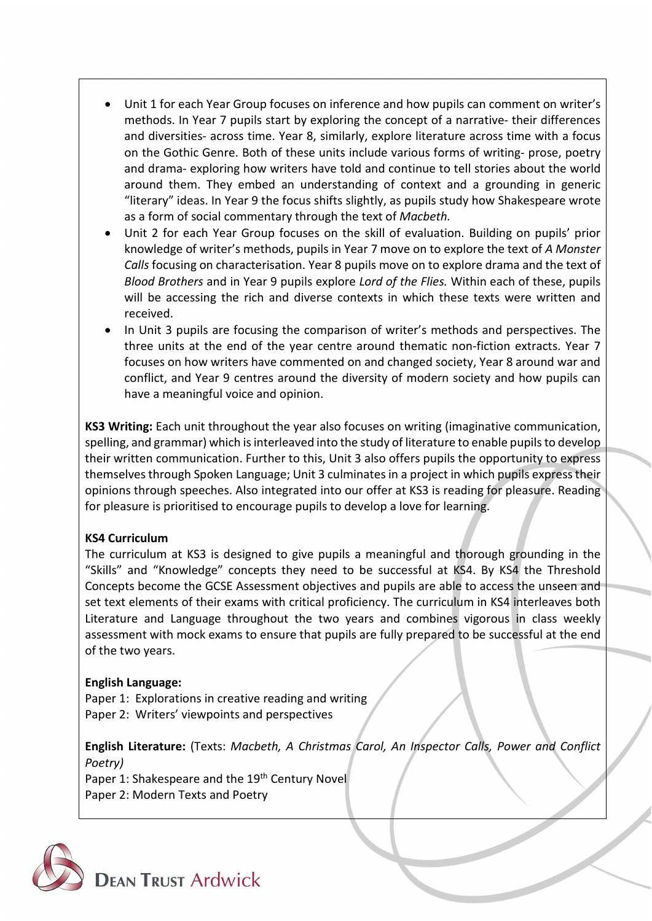- Unit 1 for each Year Group focuses on inference and how pupils can comment on writer's methods. In Year 7 pupils start by exploring the concept of a narrative- their differences and diversities- across time. Year 8, similarly, explore literature across time with a focus on the Gothic Genre. Both of these units include various forms of writing- prose, poetry and drama- exploring how writers have told and continue to tell stories about the world around them. They embed an understanding of context and a grounding in generic "literary" ideas. In Year 9 the focus shifts slightly, as pupils study how Shakespeare wrote as a form of social commentary through the text of *Macbeth.*
- Unit 2 for each Year Group focuses on the skill of evaluation. Building on pupils' prior knowledge of writer's methods, pupils in Year 7 move on to explore the text of *A Monster Calls* focusing on characterisation. Year 8 pupils move on to explore drama and the text of *Blood Brothers* and in Year 9 pupils explore *Lord of the Flies.* Within each of these, pupils will be accessing the rich and diverse contexts in which these texts were written and received.
- In Unit 3 pupils are focusing the comparison of writer's methods and perspectives. The three units at the end of the year centre around thematic non-fiction extracts. Year 7 focuses on how writers have commented on and changed society, Year 8 around war and conflict, and Year 9 centres around the diversity of modern society and how pupils can have a meaningful voice and opinion.

**KS3 Writing:** Each unit throughout the year also focuses on writing (imaginative communication, spelling, and grammar) which is interleaved into the study of literature to enable pupils to develop their written communication. Further to this, Unit 3 also offers pupils the opportunity to express themselves through Spoken Language; Unit 3 culminates in a project in which pupils express their opinions through speeches. Also integrated into our offer at KS3 is reading for pleasure. Reading for pleasure is prioritised to encourage pupils to develop a love for learning.

**KS4 Curriculum**

The curriculum at KS3 is designed to give pupils a meaningful and thorough grounding in the "Skills" and "Knowledge" concepts they need to be successful at KS4. By KS4 the Threshold Concepts become the GCSE Assessment objectives and pupils are able to access the unseen and set text elements of their exams with critical proficiency. The curriculum in KS4 interleaves both Literature and Language throughout the two years and combines vigorous in class weekly assessment with mock exams to ensure that pupils are fully prepared to be successful at the end of the two years.

**English Language:**

Paper 1: Explorations in creative reading and writing

Paper 2: Writers' viewpoints and perspectives

**English Literature:** (Texts: *Macbeth, A Christmas Carol, An Inspector Calls, Power and Conflict Poetry)*

Paper 1: Shakespeare and the 19th Century Novel

Paper 2: Modern Texts and Poetry